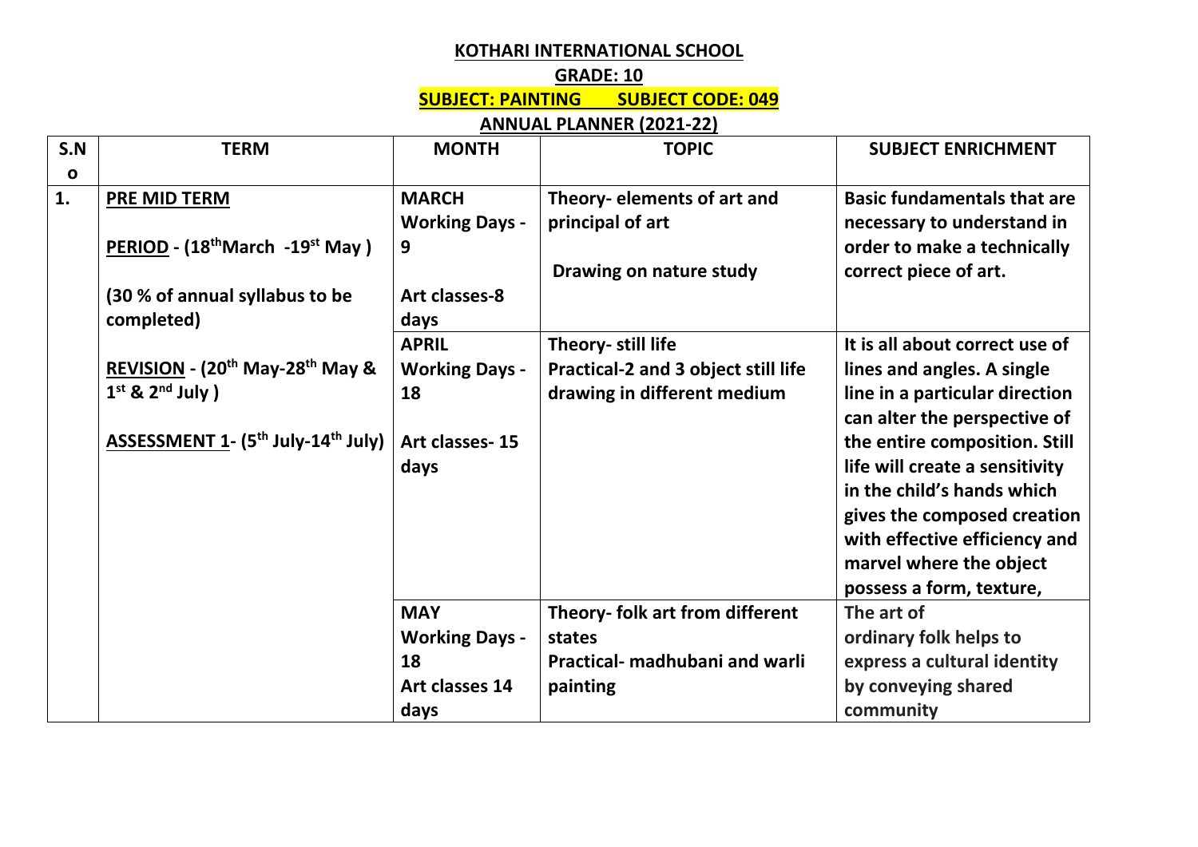**KOTHARI INTERNATIONAL SCHOOL**

**GRADE: 10**

**SUBJECT: PAINTING SUBJECT CODE: 049**

**ANNUAL PLANNER (2021-22)**

| S.No | TERM | MONTH | TOPIC | SUBJECT ENRICHMENT |
|---|---|---|---|---|
| 1. | **PRE MID TERM**<br><br>**PERIOD - (18th March -19st May)**<br><br>**(30 % of annual syllabus to be completed)**<br><br>**REVISION - (20th May-28th May & 1st & 2nd July)**<br><br>**ASSESSMENT 1- (5th July-14th July)** | **MARCH**<br>**Working Days - 9**<br><br>**Art classes-8 days** | **Theory- elements of art and principal of art**<br><br>**Drawing on nature study** | **Basic fundamentals that are necessary to understand in order to make a technically correct piece of art.** |
| | | **APRIL**<br>**Working Days - 18**<br><br>**Art classes- 15 days** | **Theory- still life**<br>**Practical-2 and 3 object still life drawing in different medium** | **It is all about correct use of lines and angles. A single line in a particular direction can alter the perspective of the entire composition. Still life will create a sensitivity in the child's hands which gives the composed creation with effective efficiency and marvel where the object possess a form, texture,** |
| | | **MAY**<br>**Working Days - 18**<br>**Art classes 14 days** | **Theory- folk art from different states**<br>**Practical- madhubani and warli painting** | **The art of ordinary folk helps to express a cultural identity by conveying shared community** |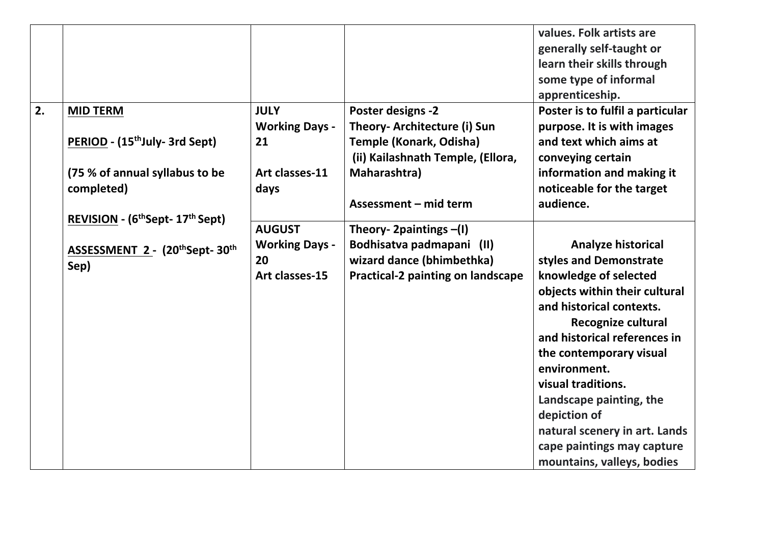|  |  |  |  | values. Folk artists are generally self-taught or learn their skills through some type of informal apprenticeship. |
|---|---|---|---|---|
| 2. | **MID TERM**<br><br>**PERIOD - (15th July- 3rd Sept)**<br><br>**(75 % of annual syllabus to be completed)**<br><br>**REVISION - (6th Sept- 17th Sept)**<br><br>**ASSESSMENT 2 - (20th Sept- 30th Sep)** | **JULY Working Days - 21**<br><br>**Art classes-11 days** | **Poster designs -2**<br>**Theory- Architecture (i) Sun Temple (Konark, Odisha)**<br>**(ii) Kailashnath Temple, (Ellora, Maharashtra)**<br><br>**Assessment – mid term** | **Poster is to fulfil a particular purpose. It is with images and text which aims at conveying certain information and making it noticeable for the target audience.** |
|  |  | **AUGUST Working Days - 20**<br>**Art classes-15** | **Theory- 2paintings –(I) Bodhisatva padmapani (II) wizard dance (bhimbethka)**<br>**Practical-2 painting on landscape** | **Analyze historical styles and Demonstrate knowledge of selected objects within their cultural and historical contexts.**<br>**Recognize cultural and historical references in the contemporary visual environment.**<br>**visual traditions.**<br>**Landscape painting, the depiction of natural scenery in art. Lands cape paintings may capture mountains, valleys, bodies** |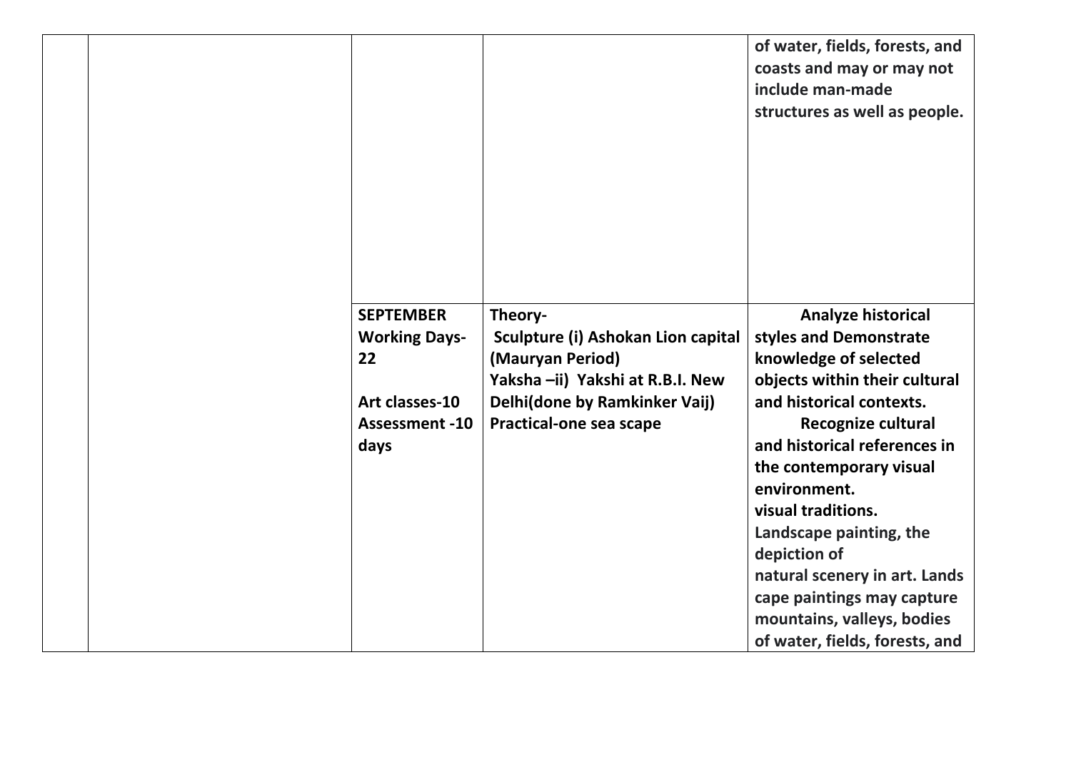| | | | | |
|---|---|---|---|---|
| | | | | **of water, fields, forests, and coasts and may or may not include man-made structures as well as people.** |
| | | **SEPTEMBER Working Days-22**<br><br>**Art classes-10 Assessment -10 days** | **Theory-**<br>**Sculpture (i) Ashokan Lion capital (Mauryan Period)**<br>**Yaksha –ii) Yakshi at R.B.I. New Delhi(done by Ramkinker Vaij)**<br>**Practical-one sea scape** | **Analyze historical styles and Demonstrate knowledge of selected objects within their cultural and historical contexts.**<br>**Recognize cultural and historical references in the contemporary visual environment.**<br>**visual traditions.**<br>**Landscape painting, the depiction of natural scenery in art. Lands cape paintings may capture mountains, valleys, bodies of water, fields, forests, and** |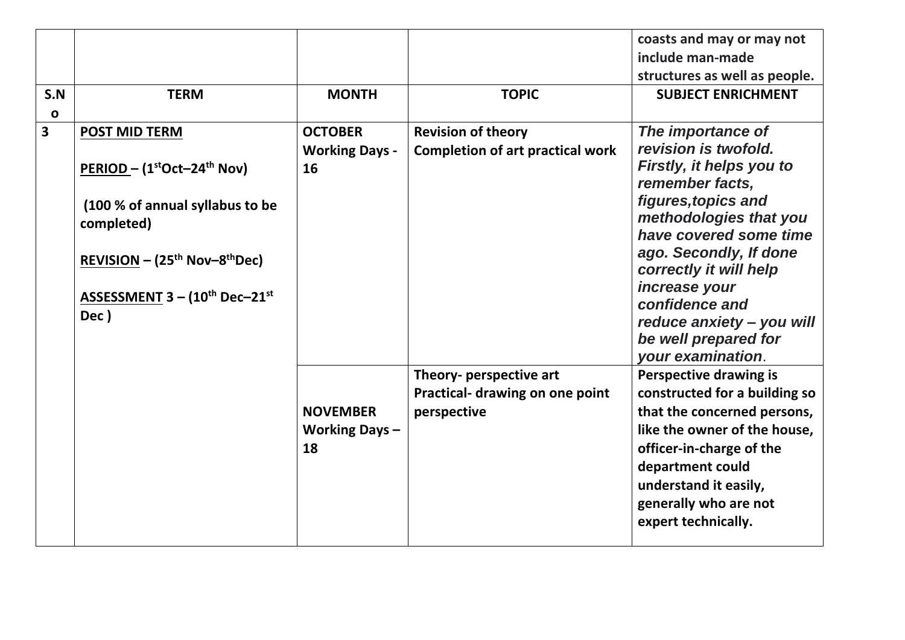| | | | | coasts and may or may not include man-made structures as well as people. |
|---|---|---|---|---|
| **S.No** | **TERM** | **MONTH** | **TOPIC** | **SUBJECT ENRICHMENT** |
| **3** | **POST MID TERM**<br><br>**PERIOD – (1st Oct–24th Nov)**<br><br>**(100 % of annual syllabus to be completed)**<br><br>**REVISION – (25th Nov–8th Dec)**<br><br>**ASSESSMENT 3 – (10th Dec–21st Dec )** | **OCTOBER Working Days - 16** | **Revision of theory**<br>**Completion of art practical work** | ***The importance of revision is twofold. Firstly, it helps you to remember facts, figures,topics and methodologies that you have covered some time ago. Secondly, If done correctly it will help increase your confidence and reduce anxiety – you will be well prepared for your examination.*** |
| | | **NOVEMBER Working Days – 18** | **Theory- perspective art**<br>**Practical- drawing on one point perspective** | **Perspective drawing is constructed for a building so that the concerned persons, like the owner of the house, officer-in-charge of the department could understand it easily, generally who are not expert technically.** |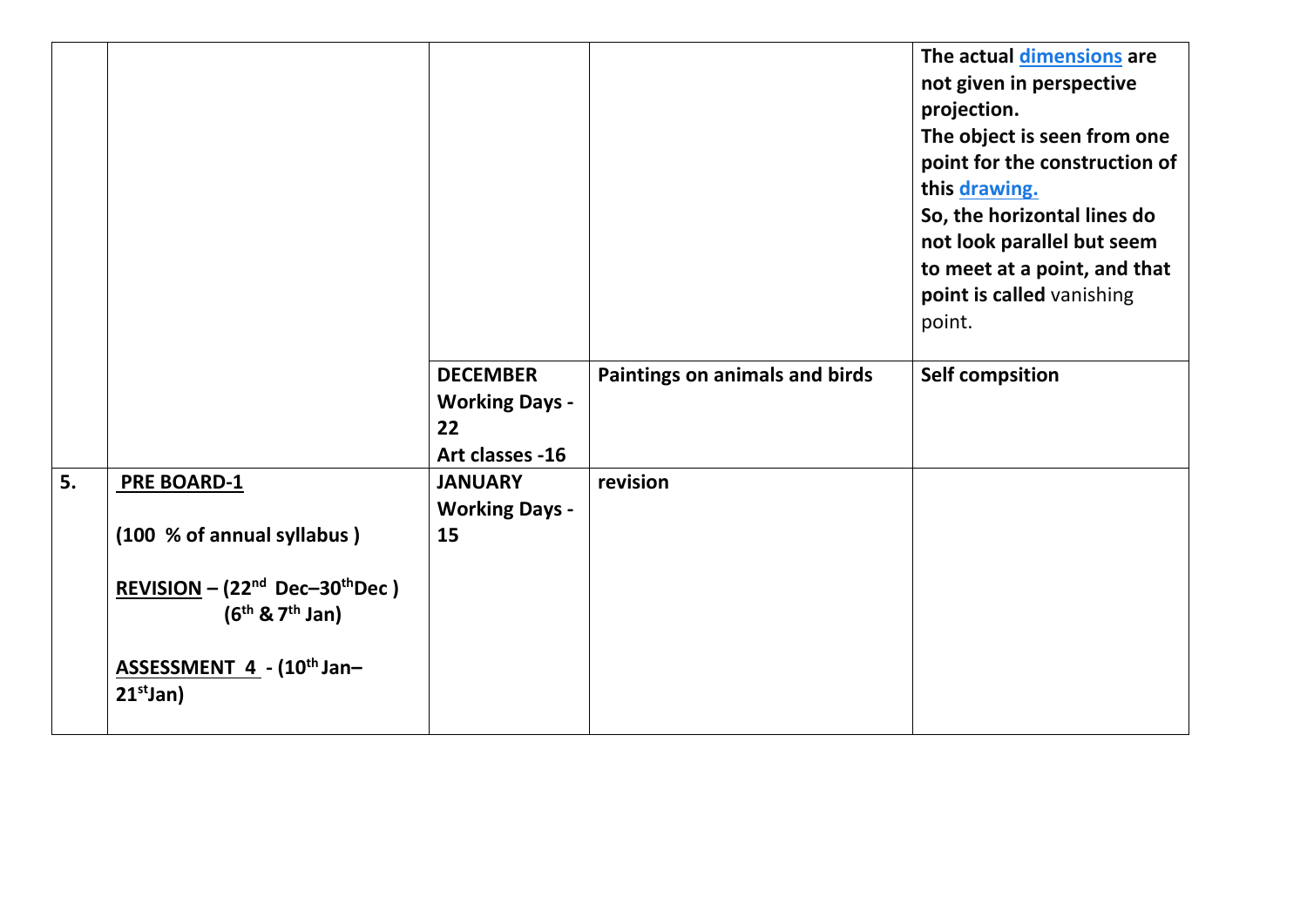| | | | | |
|---|---|---|---|---|
| | | | | **The actual dimensions are not given in perspective projection.**<br>**The object is seen from one point for the construction of this drawing.**<br>**So, the horizontal lines do not look parallel but seem to meet at a point, and that point is called** vanishing point. |
| | | **DECEMBER**<br>**Working Days - 22**<br>**Art classes -16** | **Paintings on animals and birds** | **Self compsition** |
| **5.** | **PRE BOARD-1**<br><br>**(100 % of annual syllabus )**<br><br>**REVISION – (22nd Dec–30th Dec )**<br>**(6th & 7th Jan)**<br><br>**ASSESSMENT 4 - (10th Jan–21st Jan)** | **JANUARY**<br>**Working Days - 15** | **revision** | |